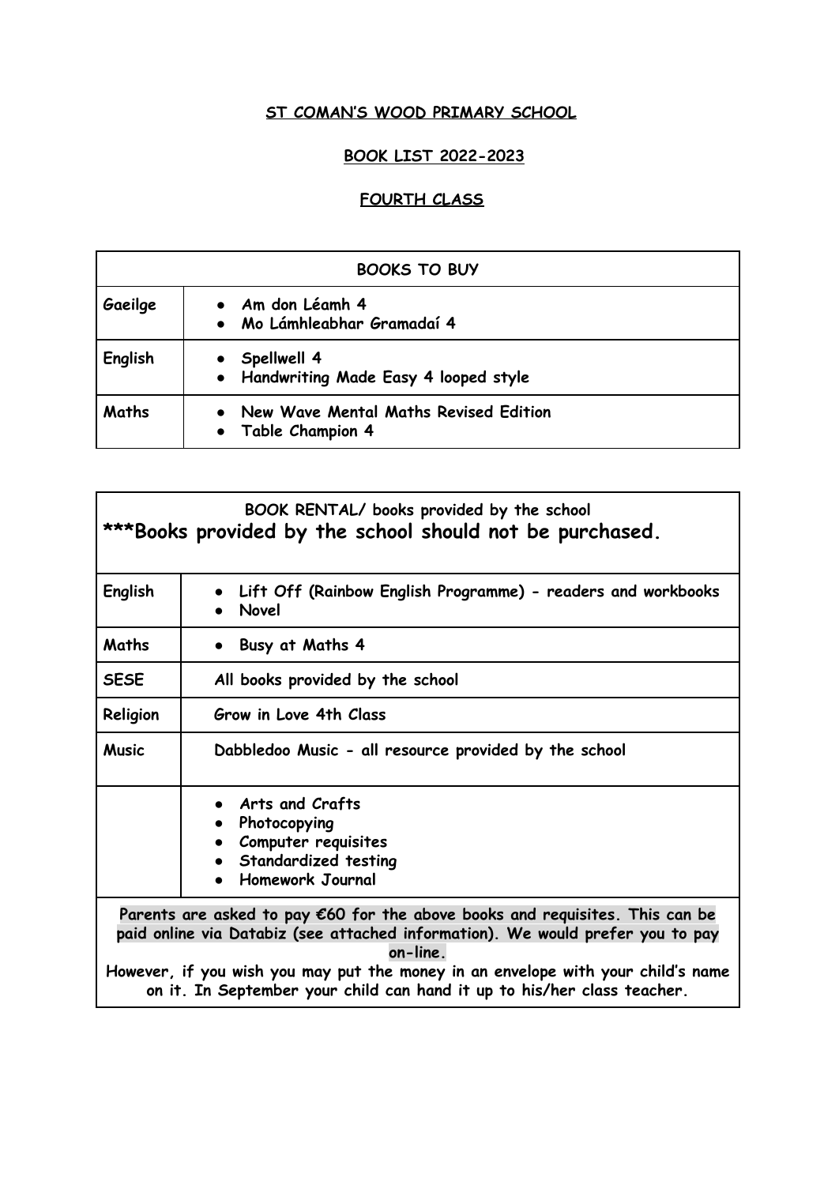**ST COMAN'S WOOD PRIMARY SCHOOL**

**BOOK LIST 2022-2023**

**FOURTH CLASS**

| BOOKS TO BUY | |
|---|---|
| Gaeilge | • Am don Léamh 4<br>• Mo Lámhleabhar Gramadaí 4 |
| English | • Spellwell 4<br>• Handwriting Made Easy 4 looped style |
| Maths | • New Wave Mental Maths Revised Edition<br>• Table Champion 4 |

| BOOK RENTAL/ books provided by the school<br>**\*\*\*Books provided by the school should not be purchased.** | |
|---|---|
| English | • Lift Off (Rainbow English Programme) - readers and workbooks<br>• Novel |
| Maths | • Busy at Maths 4 |
| SESE | All books provided by the school |
| Religion | Grow in Love 4th Class |
| Music | Dabbledoo Music - all resource provided by the school |
| | • Arts and Crafts<br>• Photocopying<br>• Computer requisites<br>• Standardized testing<br>• Homework Journal |
| Parents are asked to pay €60 for the above books and requisites. This can be paid online via Databiz (see attached information). We would prefer you to pay on-line.<br>However, if you wish you may put the money in an envelope with your child's name on it. In September your child can hand it up to his/her class teacher. | |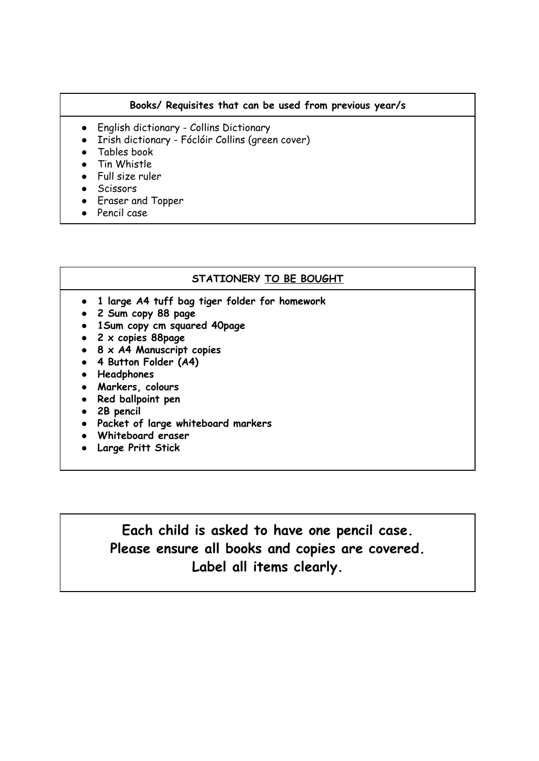**Books/ Requisites that can be used from previous year/s**

- English dictionary - Collins Dictionary
- Irish dictionary - Fóclóir Collins (green cover)
- Tables book
- Tin Whistle
- Full size ruler
- Scissors
- Eraser and Topper
- Pencil case

**STATIONERY TO BE BOUGHT**

- **1 large A4 tuff bag tiger folder for homework**
- **2 Sum copy 88 page**
- **1Sum copy cm squared 40page**
- **2 x copies 88page**
- **8 x A4 Manuscript copies**
- **4 Button Folder (A4)**
- **Headphones**
- **Markers, colours**
- **Red ballpoint pen**
- **2B pencil**
- **Packet of large whiteboard markers**
- **Whiteboard eraser**
- **Large Pritt Stick**

**Each child is asked to have one pencil case.**
**Please ensure all books and copies are covered.**
**Label all items clearly.**